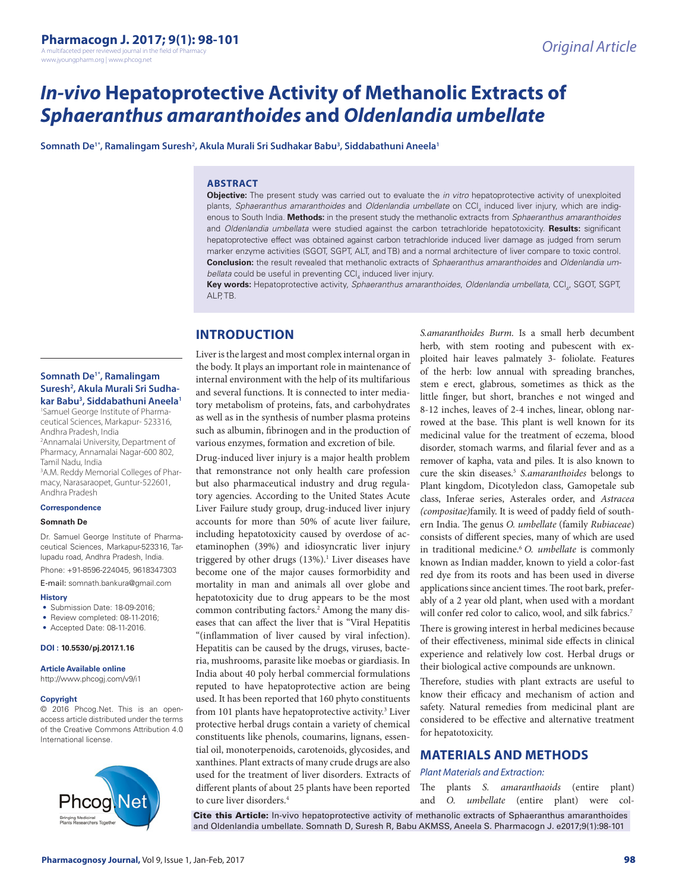Original Article

# *In-vivo* Hepatoprotective Activity of Methanolic Extracts of *Sphaeranthus amaranthoides* and *Oldenlandia umbellate*

**Somnath De[1*], Ramalingam Suresh[2], Akula Murali Sri Sudhakar Babu[3], Siddabathuni Aneela[1]**

## ABSTRACT

**Objective:** The present study was carried out to evaluate the *in vitro* hepatoprotective activity of unexploited plants, *Sphaeranthus amaranthoides* and *Oldenlandia umbellate* on $CCl_4$ induced liver injury, which are indigenous to South India. **Methods:** in the present study the methanolic extracts from *Sphaeranthus amaranthoides* and *Oldenlandia umbellata* were studied against the carbon tetrachloride hepatotoxicity. **Results:** significant hepatoprotective effect was obtained against carbon tetrachloride induced liver damage as judged from serum marker enzyme activities (SGOT, SGPT, ALT, and TB) and a normal architecture of liver compare to toxic control. **Conclusion:** the result revealed that methanolic extracts of *Sphaeranthus amaranthoides* and *Oldenlandia umbellata* could be useful in preventing $CCl_4$ induced liver injury.

**Key words:** Hepatoprotective activity, *Sphaeranthus amaranthoides*, *Oldenlandia umbellata*, $CCl_4$, SGOT, SGPT, ALP, TB.

**Somnath De[1*], Ramalingam Suresh[2], Akula Murali Sri Sudhakar Babu[3], Siddabathuni Aneela[1]**

[1]Samuel George Institute of Pharmaceutical Sciences, Markapur- 523316, Andhra Pradesh, India

[2]Annamalai University, Department of Pharmacy, Annamalai Nagar-600 802, Tamil Nadu, India

[3]A.M. Reddy Memorial Colleges of Pharmacy, Narasaraopet, Guntur-522601, Andhra Pradesh

**Correspondence**

**Somnath De**

Dr. Samuel George Institute of Pharmaceutical Sciences, Markapur-523316, Tarlupadu road, Andhra Pradesh, India.

Phone: +91-8596-224045, 9618347303

E-mail: somnath.bankura@gmail.com

**History**

- Submission Date: 18-09-2016;
- Review completed: 08-11-2016;
- Accepted Date: 08-11-2016.

**DOI : 10.5530/pj.2017.1.16**

**Article Available online**

http://www.phcogj.com/v9/i1

**Copyright**

© 2016 Phcog.Net. This is an open-access article distributed under the terms of the Creative Commons Attribution 4.0 International license.

## INTRODUCTION

Liver is the largest and most complex internal organ in the body. It plays an important role in maintenance of internal environment with the help of its multifarious and several functions. It is connected to inter mediatory metabolism of proteins, fats, and carbohydrates as well as in the synthesis of number plasma proteins such as albumin, fibrinogen and in the production of various enzymes, formation and excretion of bile.

Drug-induced liver injury is a major health problem that remonstrance not only health care profession but also pharmaceutical industry and drug regulatory agencies. According to the United States Acute Liver Failure study group, drug-induced liver injury accounts for more than 50% of acute liver failure, including hepatotoxicity caused by overdose of acetaminophen (39%) and idiosyncratic liver injury triggered by other drugs (13%).[1] Liver diseases have become one of the major causes formorbidity and mortality in man and animals all over globe and hepatotoxicity due to drug appears to be the most common contributing factors.[2] Among the many diseases that can affect the liver that is "Viral Hepatitis "(inflammation of liver caused by viral infection). Hepatitis can be caused by the drugs, viruses, bacteria, mushrooms, parasite like moebas or giardiasis. In India about 40 poly herbal commercial formulations reputed to have hepatoprotective action are being used. It has been reported that 160 phyto constituents from 101 plants have hepatoprotective activity.[3] Liver protective herbal drugs contain a variety of chemical constituents like phenols, coumarins, lignans, essential oil, monoterpenoids, carotenoids, glycosides, and xanthines. Plant extracts of many crude drugs are also used for the treatment of liver disorders. Extracts of different plants of about 25 plants have been reported to cure liver disorders.[4]

*S.amaranthoides Burm*. Is a small herb decumbent herb, with stem rooting and pubescent with exploited hair leaves palmately 3- foliolate. Features of the herb: low annual with spreading branches, stem e erect, glabrous, sometimes as thick as the little finger, but short, branches e not winged and 8-12 inches, leaves of 2-4 inches, linear, oblong narrowed at the base. This plant is well known for its medicinal value for the treatment of eczema, blood disorder, stomach warms, and filarial fever and as a remover of kapha, vata and piles. It is also known to cure the skin diseases.[5] *S.amaranthoides* belongs to Plant kingdom, Dicotyledon class, Gamopetale sub class, Inferae series, Asterales order, and *Astracea (compositae)*family. It is weed of paddy field of southern India. The genus *O. umbellate* (family *Rubiaceae*) consists of different species, many of which are used in traditional medicine.[6] *O. umbellate* is commonly known as Indian madder, known to yield a color-fast red dye from its roots and has been used in diverse applications since ancient times. The root bark, preferably of a 2 year old plant, when used with a mordant will confer red color to calico, wool, and silk fabrics.[7]

There is growing interest in herbal medicines because of their effectiveness, minimal side effects in clinical experience and relatively low cost. Herbal drugs or their biological active compounds are unknown.

Therefore, studies with plant extracts are useful to know their efficacy and mechanism of action and safety. Natural remedies from medicinal plant are considered to be effective and alternative treatment for hepatotoxicity.

## MATERIALS AND METHODS

### *Plant Materials and Extraction:*

The plants *S. amaranthaoids* (entire plant) and *O. umbellate* (entire plant) were col-

**Cite this Article:** In-vivo hepatoprotective activity of methanolic extracts of Sphaeranthus amaranthoides and Oldenlandia umbellate. Somnath D, Suresh R, Babu AKMSS, Aneela S. Pharmacogn J. e2017;9(1):98-101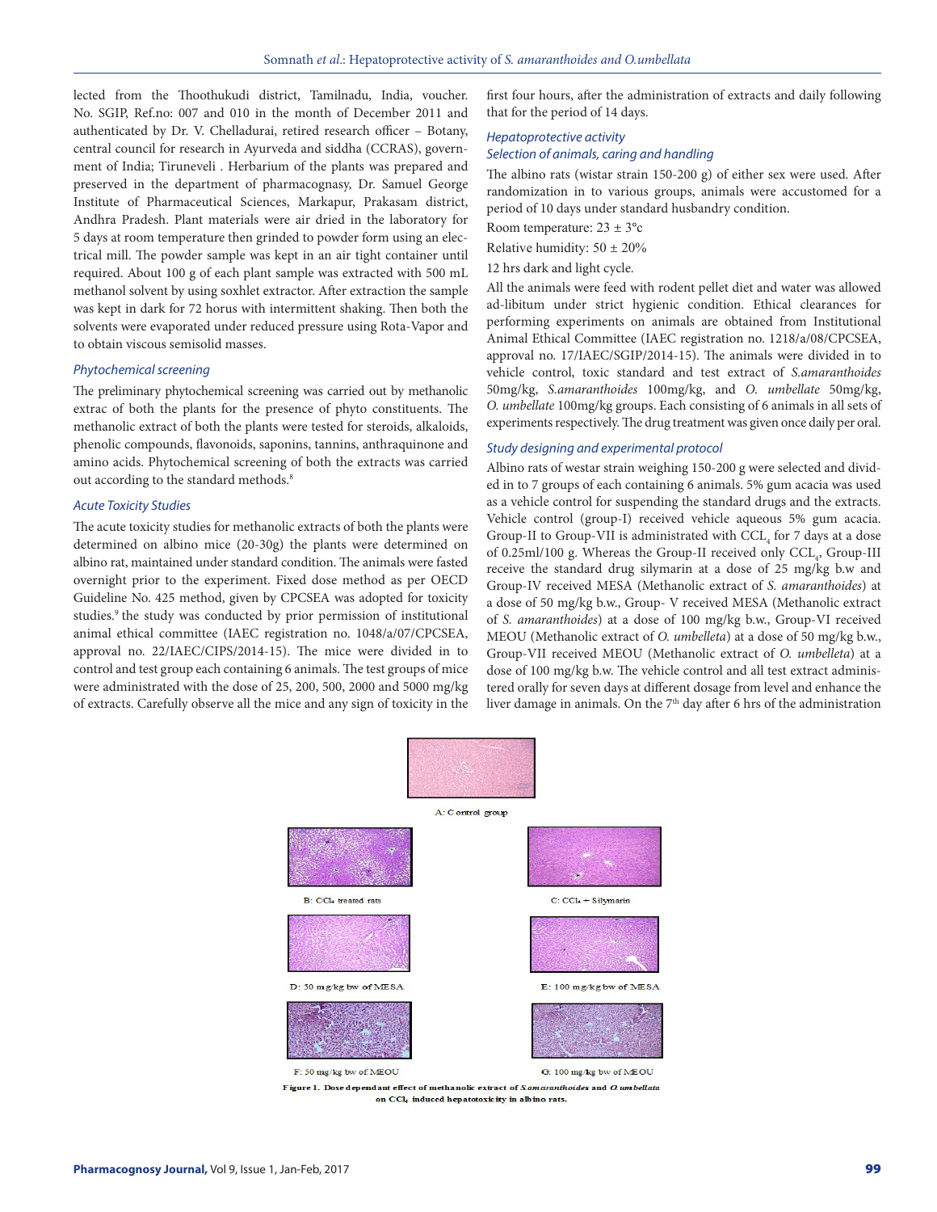lected from the Thoothukudi district, Tamilnadu, India, voucher. No. SGIP, Ref.no: 007 and 010 in the month of December 2011 and authenticated by Dr. V. Chelladurai, retired research officer – Botany, central council for research in Ayurveda and siddha (CCRAS), government of India; Tiruneveli . Herbarium of the plants was prepared and preserved in the department of pharmacognasy, Dr. Samuel George Institute of Pharmaceutical Sciences, Markapur, Prakasam district, Andhra Pradesh. Plant materials were air dried in the laboratory for 5 days at room temperature then grinded to powder form using an electrical mill. The powder sample was kept in an air tight container until required. About 100 g of each plant sample was extracted with 500 mL methanol solvent by using soxhlet extractor. After extraction the sample was kept in dark for 72 horus with intermittent shaking. Then both the solvents were evaporated under reduced pressure using Rota-Vapor and to obtain viscous semisolid masses.

### *Phytochemical screening*

The preliminary phytochemical screening was carried out by methanolic extrac of both the plants for the presence of phyto constituents. The methanolic extract of both the plants were tested for steroids, alkaloids, phenolic compounds, flavonoids, saponins, tannins, anthraquinone and amino acids. Phytochemical screening of both the extracts was carried out according to the standard methods.[8]

### *Acute Toxicity Studies*

The acute toxicity studies for methanolic extracts of both the plants were determined on albino mice (20-30g) the plants were determined on albino rat, maintained under standard condition. The animals were fasted overnight prior to the experiment. Fixed dose method as per OECD Guideline No. 425 method, given by CPCSEA was adopted for toxicity studies.[9] the study was conducted by prior permission of institutional animal ethical committee (IAEC registration no. 1048/a/07/CPCSEA, approval no. 22/IAEC/CIPS/2014-15). The mice were divided in to control and test group each containing 6 animals. The test groups of mice were administrated with the dose of 25, 200, 500, 2000 and 5000 mg/kg of extracts. Carefully observe all the mice and any sign of toxicity in the first four hours, after the administration of extracts and daily following that for the period of 14 days.

### *Hepatoprotective activity*

### *Selection of animals, caring and handling*

The albino rats (wistar strain 150-200 g) of either sex were used. After randomization in to various groups, animals were accustomed for a period of 10 days under standard husbandry condition.

Room temperature: 23 ± 3°c

Relative humidity: 50 ± 20%

12 hrs dark and light cycle.

All the animals were feed with rodent pellet diet and water was allowed ad-libitum under strict hygienic condition. Ethical clearances for performing experiments on animals are obtained from Institutional Animal Ethical Committee (IAEC registration no. 1218/a/08/CPCSEA, approval no. 17/IAEC/SGIP/2014-15). The animals were divided in to vehicle control, toxic standard and test extract of *S.amaranthoides* 50mg/kg, *S.amaranthoides* 100mg/kg, and *O. umbellate* 50mg/kg, *O. umbellate* 100mg/kg groups. Each consisting of 6 animals in all sets of experiments respectively. The drug treatment was given once daily per oral.

### *Study designing and experimental protocol*

Albino rats of westar strain weighing 150-200 g were selected and divided in to 7 groups of each containing 6 animals. 5% gum acacia was used as a vehicle control for suspending the standard drugs and the extracts. Vehicle control (group-I) received vehicle aqueous 5% gum acacia. Group-II to Group-VII is administrated with $CCL_4$ for 7 days at a dose of 0.25ml/100 g. Whereas the Group-II received only $CCL_4$, Group-III receive the standard drug silymarin at a dose of 25 mg/kg b.w and Group-IV received MESA (Methanolic extract of *S. amaranthoides*) at a dose of 50 mg/kg b.w., Group- V received MESA (Methanolic extract of *S. amaranthoides*) at a dose of 100 mg/kg b.w., Group-VI received MEOU (Methanolic extract of *O. umbelleta*) at a dose of 50 mg/kg b.w., Group-VII received MEOU (Methanolic extract of *O. umbelleta*) at a dose of 100 mg/kg b.w. The vehicle control and all test extract administered orally for seven days at different dosage from level and enhance the liver damage in animals. On the 7[th] day after 6 hrs of the administration

A: Control group

B: $CCl_4$ treated rats

C: $CCl_4$ + Silymarin

D: 50 mg/kg bw of MESA

E: 100 mg/kg bw of MESA

F: 50 mg/kg bw of MEOU

G: 100 mg/kg bw of MEOU

**Figure 1. Dose dependant effect of methanolic extract of *S.amaranthoides* and *O.umbellata* on $CCl_4$ induced hepatotoxicity in albino rats.**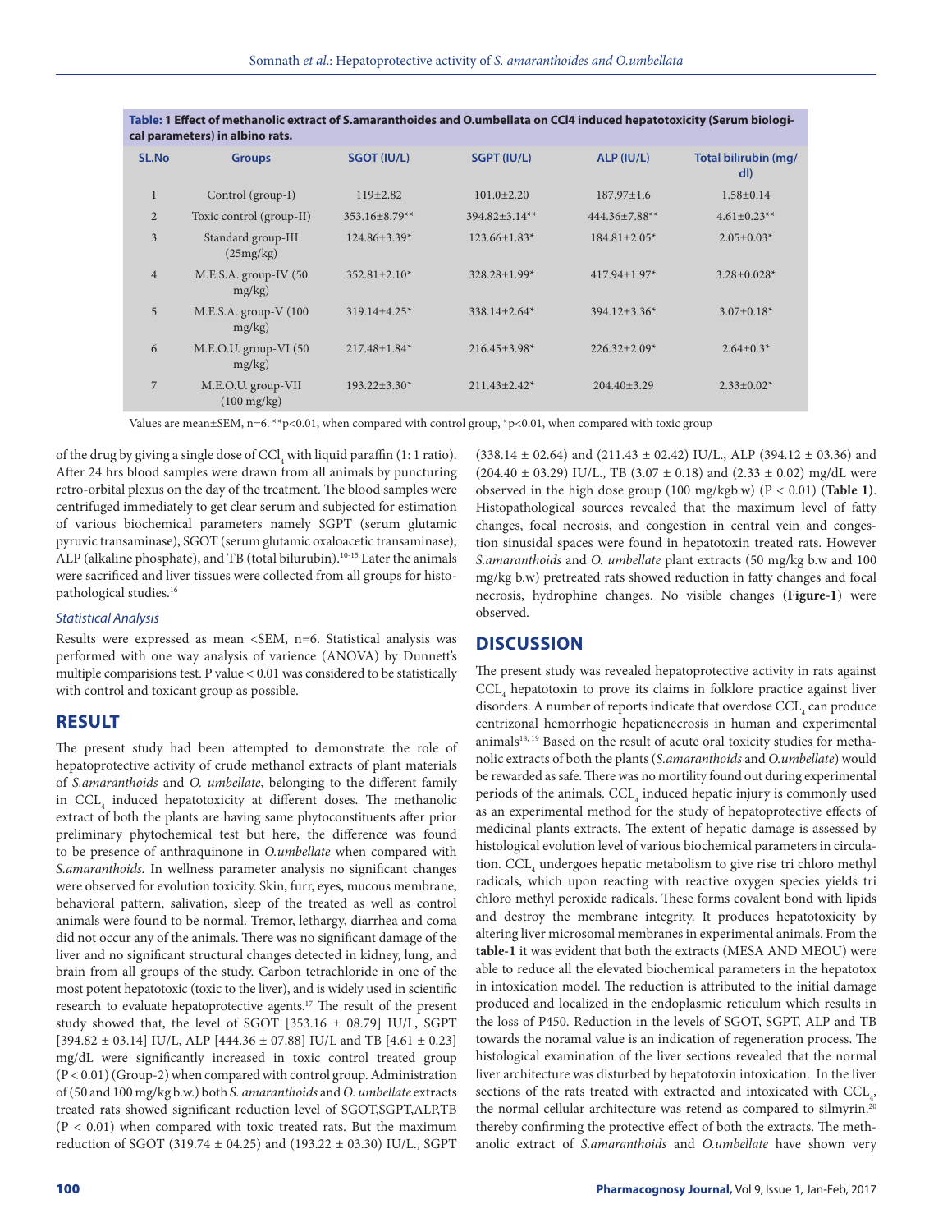**Table: 1 Effect of methanolic extract of S.amaranthoides and O.umbellata on CCl4 induced hepatotoxicity (Serum biological parameters) in albino rats.**

| SL.No | Groups | SGOT (IU/L) | SGPT (IU/L) | ALP (IU/L) | Total bilirubin (mg/dl) |
|---|---|---|---|---|---|
| 1 | Control (group-I) | 119±2.82 | 101.0±2.20 | 187.97±1.6 | 1.58±0.14 |
| 2 | Toxic control (group-II) | 353.16±8.79** | 394.82±3.14** | 444.36±7.88** | 4.61±0.23** |
| 3 | Standard group-III (25mg/kg) | 124.86±3.39* | 123.66±1.83* | 184.81±2.05* | 2.05±0.03* |
| 4 | M.E.S.A. group-IV (50 mg/kg) | 352.81±2.10* | 328.28±1.99* | 417.94±1.97* | 3.28±0.028* |
| 5 | M.E.S.A. group-V (100 mg/kg) | 319.14±4.25* | 338.14±2.64* | 394.12±3.36* | 3.07±0.18* |
| 6 | M.E.O.U. group-VI (50 mg/kg) | 217.48±1.84* | 216.45±3.98* | 226.32±2.09* | 2.64±0.3* |
| 7 | M.E.O.U. group-VII (100 mg/kg) | 193.22±3.30* | 211.43±2.42* | 204.40±3.29 | 2.33±0.02* |

Values are mean±SEM, n=6. **p<0.01, when compared with control group, *p<0.01, when compared with toxic group

of the drug by giving a single dose of $CCl_4$ with liquid paraffin (1: 1 ratio). After 24 hrs blood samples were drawn from all animals by puncturing retro-orbital plexus on the day of the treatment. The blood samples were centrifuged immediately to get clear serum and subjected for estimation of various biochemical parameters namely SGPT (serum glutamic pyruvic transaminase), SGOT (serum glutamic oxaloacetic transaminase), ALP (alkaline phosphate), and TB (total bilurubin).[10-15] Later the animals were sacrificed and liver tissues were collected from all groups for histopathological studies.[16]

### *Statistical Analysis*

Results were expressed as mean <SEM, n=6. Statistical analysis was performed with one way analysis of varience (ANOVA) by Dunnett's multiple comparisions test. P value < 0.01 was considered to be statistically with control and toxicant group as possible.

## RESULT

The present study had been attempted to demonstrate the role of hepatoprotective activity of crude methanol extracts of plant materials of *S.amaranthoids* and *O. umbellate*, belonging to the different family in $CCL_4$ induced hepatotoxicity at different doses. The methanolic extract of both the plants are having same phytoconstituents after prior preliminary phytochemical test but here, the difference was found to be presence of anthraquinone in *O.umbellate* when compared with *S.amaranthoids.* In wellness parameter analysis no significant changes were observed for evolution toxicity. Skin, furr, eyes, mucous membrane, behavioral pattern, salivation, sleep of the treated as well as control animals were found to be normal. Tremor, lethargy, diarrhea and coma did not occur any of the animals. There was no significant damage of the liver and no significant structural changes detected in kidney, lung, and brain from all groups of the study. Carbon tetrachloride in one of the most potent hepatotoxic (toxic to the liver), and is widely used in scientific research to evaluate hepatoprotective agents.[17] The result of the present study showed that, the level of SGOT [353.16 ± 08.79] IU/L, SGPT [394.82 ± 03.14] IU/L, ALP [444.36 ± 07.88] IU/L and TB [4.61 ± 0.23] mg/dL were significantly increased in toxic control treated group ($P < 0.01$) (Group-2) when compared with control group. Administration of (50 and 100 mg/kg b.w.) both *S. amaranthoids* and *O. umbellate* extracts treated rats showed significant reduction level of SGOT,SGPT,ALP,TB ($P < 0.01$) when compared with toxic treated rats. But the maximum reduction of SGOT (319.74 ± 04.25) and (193.22 ± 03.30) IU/L., SGPT (338.14 ± 02.64) and (211.43 ± 02.42) IU/L., ALP (394.12 ± 03.36) and (204.40 ± 03.29) IU/L., TB (3.07 ± 0.18) and (2.33 ± 0.02) mg/dL were observed in the high dose group (100 mg/kgb.w) ($P < 0.01$) (**Table 1**). Histopathological sources revealed that the maximum level of fatty changes, focal necrosis, and congestion in central vein and congestion sinusidal spaces were found in hepatotoxin treated rats. However *S.amaranthoids* and *O. umbellate* plant extracts (50 mg/kg b.w and 100 mg/kg b.w) pretreated rats showed reduction in fatty changes and focal necrosis, hydrophine changes. No visible changes (**Figure-1**) were observed.

## DISCUSSION

The present study was revealed hepatoprotective activity in rats against $CCL_4$ hepatotoxin to prove its claims in folklore practice against liver disorders. A number of reports indicate that overdose $CCL_4$ can produce centrizonal hemorrhogie hepaticnecrosis in human and experimental animals[18, 19] Based on the result of acute oral toxicity studies for methanolic extracts of both the plants (*S.amaranthoids* and *O.umbellate*) would be rewarded as safe. There was no mortility found out during experimental periods of the animals. $CCL_4$ induced hepatic injury is commonly used as an experimental method for the study of hepatoprotective effects of medicinal plants extracts. The extent of hepatic damage is assessed by histological evolution level of various biochemical parameters in circulation. $CCL_4$ undergoes hepatic metabolism to give rise tri chloro methyl radicals, which upon reacting with reactive oxygen species yields tri chloro methyl peroxide radicals. These forms covalent bond with lipids and destroy the membrane integrity. It produces hepatotoxicity by altering liver microsomal membranes in experimental animals. From the **table-1** it was evident that both the extracts (MESA AND MEOU) were able to reduce all the elevated biochemical parameters in the hepatotox in intoxication model. The reduction is attributed to the initial damage produced and localized in the endoplasmic reticulum which results in the loss of P450. Reduction in the levels of SGOT, SGPT, ALP and TB towards the noramal value is an indication of regeneration process. The histological examination of the liver sections revealed that the normal liver architecture was disturbed by hepatotoxin intoxication. In the liver sections of the rats treated with extracted and intoxicated with $CCL_4$, the normal cellular architecture was retend as compared to silmyrin.[20] thereby confirming the protective effect of both the extracts. The methanolic extract of *S.amaranthoids* and *O.umbellate* have shown very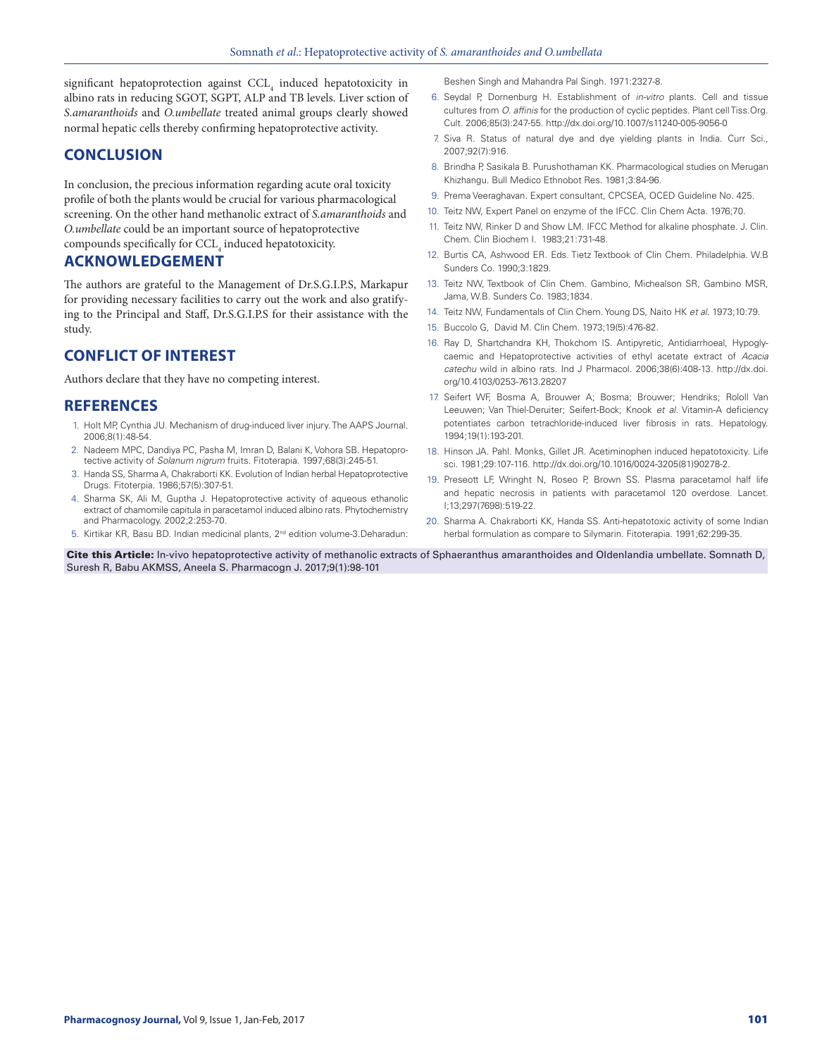significant hepatoprotection against $CCL_4$ induced hepatotoxicity in albino rats in reducing SGOT, SGPT, ALP and TB levels. Liver sction of *S.amaranthoids* and *O.umbellate* treated animal groups clearly showed normal hepatic cells thereby confirming hepatoprotective activity.

## CONCLUSION

In conclusion, the precious information regarding acute oral toxicity profile of both the plants would be crucial for various pharmacological screening. On the other hand methanolic extract of *S.amaranthoids* and *O.umbellate* could be an important source of hepatoprotective compounds specifically for $CCL_4$ induced hepatotoxicity.

## ACKNOWLEDGEMENT

The authors are grateful to the Management of Dr.S.G.I.P.S, Markapur for providing necessary facilities to carry out the work and also gratifying to the Principal and Staff, Dr.S.G.I.P.S for their assistance with the study.

## CONFLICT OF INTEREST

Authors declare that they have no competing interest.

## REFERENCES

1. Holt MP, Cynthia JU. Mechanism of drug-induced liver injury. The AAPS Journal. 2006;8(1):48-54.
2. Nadeem MPC, Dandiya PC, Pasha M, Imran D, Balani K, Vohora SB. Hepatoprotective activity of *Solanum nigrum* fruits. Fitoterapia. 1997;68(3):245-51.
3. Handa SS, Sharma A, Chakraborti KK. Evolution of Indian herbal Hepatoprotective Drugs. Fitoterpia. 1986;57(5):307-51.
4. Sharma SK, Ali M, Guptha J. Hepatoprotective activity of aqueous ethanolic extract of chamomile capitula in paracetamol induced albino rats. Phytochemistry and Pharmacology. 2002;2:253-70.
5. Kirtikar KR, Basu BD. Indian medicinal plants, 2nd edition volume-3.Deharadun: Beshen Singh and Mahandra Pal Singh. 1971:2327-8.
6. Seydal P, Dornenburg H. Establishment of *in-vitro* plants. Cell and tissue cultures from *O. affinis* for the production of cyclic peptides. Plant cell Tiss.Org. Cult. 2006;85(3):247-55. http://dx.doi.org/10.1007/s11240-005-9056-0
7. Siva R. Status of natural dye and dye yielding plants in India. Curr Sci., 2007;92(7):916.
8. Brindha P, Sasikala B. Purushothaman KK. Pharmacological studies on Merugan Khizhangu. Bull Medico Ethnobot Res. 1981;3:84-96.
9. Prema Veeraghavan. Expert consultant, CPCSEA, OCED Guideline No. 425.
10. Teitz NW, Expert Panel on enzyme of the IFCC. Clin Chem Acta. 1976;70.
11. Teitz NW, Rinker D and Show LM. IFCC Method for alkaline phosphate. J. Clin. Chem. Clin Biochem I. 1983;21:731-48.
12. Burtis CA, Ashwood ER. Eds. Tietz Textbook of Clin Chem. Philadelphia. W.B Sunders Co. 1990;3:1829.
13. Teitz NW, Textbook of Clin Chem. Gambino, Michealson SR, Gambino MSR, Jama, W.B. Sunders Co. 1983;1834.
14. Teitz NW, Fundamentals of Clin Chem. Young DS, Naito HK *et al.* 1973;10:79.
15. Buccolo G, David M. Clin Chem. 1973;19(5):476-82.
16. Ray D, Shartchandra KH, Thokchom IS. Antipyretic, Antidiarrhoeal, Hypoglycaemic and Hepatoprotective activities of ethyl acetate extract of *Acacia catechu* wild in albino rats. Ind J Pharmacol. 2006;38(6):408-13. http://dx.doi.org/10.4103/0253-7613.28207
17. Seifert WF, Bosma A, Brouwer A; Bosma; Brouwer; Hendriks; Rololl Van Leeuwen; Van Thiel-Deruiter; Seifert-Bock; Knook *et al.* Vitamin-A deficiency potentiates carbon tetrachloride-induced liver fibrosis in rats. Hepatology. 1994;19(1):193-201.
18. Hinson JA. Pahl. Monks, Gillet JR. Acetiminophen induced hepatotoxicity. Life sci. 1981;29:107-116. http://dx.doi.org/10.1016/0024-3205(81)90278-2.
19. Preseott LF, Wringht N, Roseo P, Brown SS. Plasma paracetamol half life and hepatic necrosis in patients with paracetamol 120 overdose. Lancet. I;13;297(7698):519-22.
20. Sharma A. Chakraborti KK, Handa SS. Anti-hepatotoxic activity of some Indian herbal formulation as compare to Silymarin. Fitoterapia. 1991;62:299-35.

**Cite this Article:** In-vivo hepatoprotective activity of methanolic extracts of Sphaeranthus amaranthoides and Oldenlandia umbellate. Somnath D, Suresh R, Babu AKMSS, Aneela S. Pharmacogn J. 2017;9(1):98-101